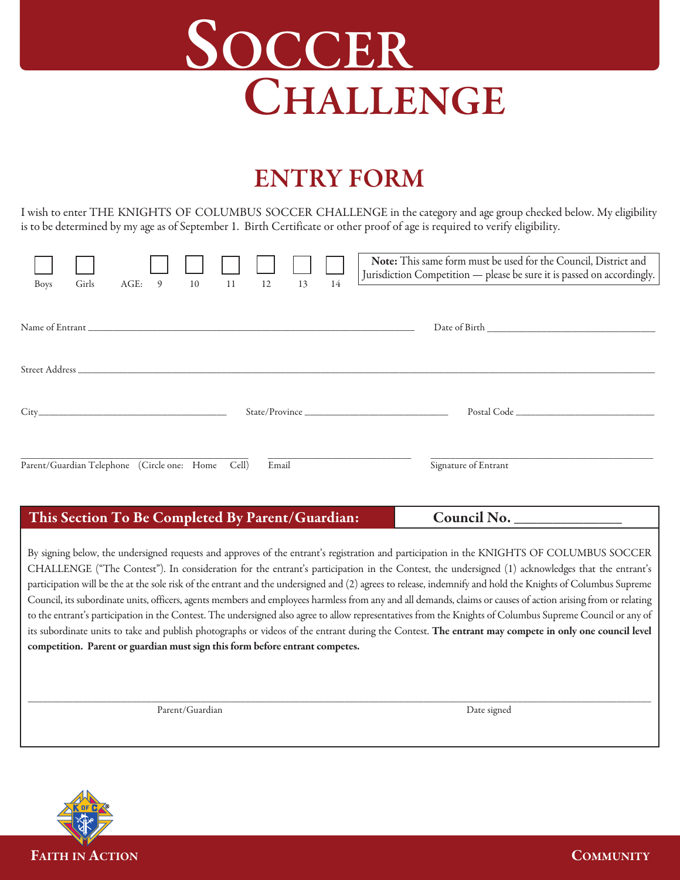# Soccer Challenge

## ENTRY FORM

I wish to enter THE KNIGHTS OF COLUMBUS SOCCER CHALLENGE in the category and age group checked below. My eligibility is to be determined by my age as of September 1. Birth Certificate or other proof of age is required to verify eligibility.

☐ Boys ☐ Girls AGE: ☐ 9 ☐ 10 ☐ 11 ☐ 12 ☐ 13 ☐ 14

**Note:** This same form must be used for the Council, District and Jurisdiction Competition — please be sure it is passed on accordingly.

Name of Entrant ______________________________ Date of Birth ______________________________

Street Address ____________________________________________________________

City ______________________ State/Province ______________________ Postal Code ______________________

______________________________ ______________________________ ______________________________

Parent/Guardian Telephone (Circle one: Home Cell) Email Signature of Entrant

### This Section To Be Completed By Parent/Guardian: Council No. ______________

By signing below, the undersigned requests and approves of the entrant's registration and participation in the KNIGHTS OF COLUMBUS SOCCER CHALLENGE ("The Contest"). In consideration for the entrant's participation in the Contest, the undersigned (1) acknowledges that the entrant's participation will be the at the sole risk of the entrant and the undersigned and (2) agrees to release, indemnify and hold the Knights of Columbus Supreme Council, its subordinate units, officers, agents members and employees harmless from any and all demands, claims or causes of action arising from or relating to the entrant's participation in the Contest. The undersigned also agree to allow representatives from the Knights of Columbus Supreme Council or any of its subordinate units to take and publish photographs or videos of the entrant during the Contest. **The entrant may compete in only one council level competition. Parent or guardian must sign this form before entrant competes.**

____________________________________________________________________________

Parent/Guardian Date signed

Faith in Action Community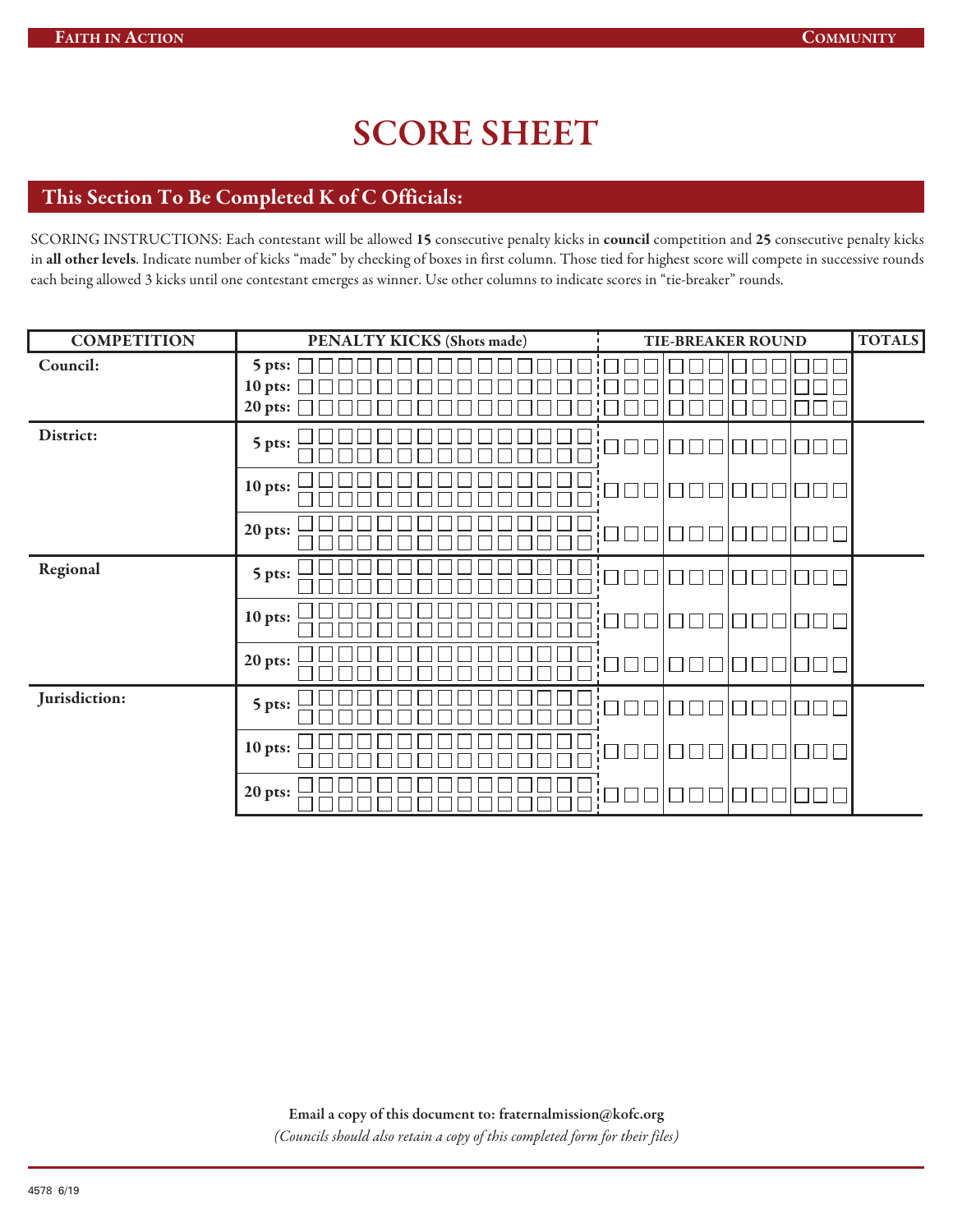# SCORE SHEET

## This Section To Be Completed K of C Officials:

SCORING INSTRUCTIONS: Each contestant will be allowed **15** consecutive penalty kicks in **council** competition and **25** consecutive penalty kicks in **all other levels**. Indicate number of kicks "made" by checking of boxes in first column. Those tied for highest score will compete in successive rounds each being allowed 3 kicks until one contestant emerges as winner. Use other columns to indicate scores in "tie-breaker" rounds.

| COMPETITION | PENALTY KICKS (Shots made) | TIE-BREAKER ROUND | TOTALS |
|---|---|---|---|
| **Council:** | **5 pts:** ☐☐☐☐☐☐☐☐☐☐☐☐☐☐☐ | ☐☐☐ ☐☐☐ ☐☐☐ ☐☐☐ | |
| | **10 pts:** ☐☐☐☐☐☐☐☐☐☐☐☐☐☐☐ | ☐☐☐ ☐☐☐ ☐☐☐ ☐☐☐ | |
| | **20 pts:** ☐☐☐☐☐☐☐☐☐☐☐☐☐☐☐ | ☐☐☐ ☐☐☐ ☐☐☐ ☐☐☐ | |
| **District:** | **5 pts:** ☐☐☐☐☐☐☐☐☐☐☐☐☐☐☐ ☐☐☐☐☐☐☐☐☐☐☐☐☐☐☐ | ☐☐☐ ☐☐☐ ☐☐☐ ☐☐☐ | |
| | **10 pts:** ☐☐☐☐☐☐☐☐☐☐☐☐☐☐☐ ☐☐☐☐☐☐☐☐☐☐☐☐☐☐☐ | ☐☐☐ ☐☐☐ ☐☐☐ ☐☐☐ | |
| | **20 pts:** ☐☐☐☐☐☐☐☐☐☐☐☐☐☐☐ ☐☐☐☐☐☐☐☐☐☐☐☐☐☐☐ | ☐☐☐ ☐☐☐ ☐☐☐ ☐☐☐ | |
| **Regional** | **5 pts:** ☐☐☐☐☐☐☐☐☐☐☐☐☐☐☐ ☐☐☐☐☐☐☐☐☐☐☐☐☐☐☐ | ☐☐☐ ☐☐☐ ☐☐☐ ☐☐☐ | |
| | **10 pts:** ☐☐☐☐☐☐☐☐☐☐☐☐☐☐☐ ☐☐☐☐☐☐☐☐☐☐☐☐☐☐☐ | ☐☐☐ ☐☐☐ ☐☐☐ ☐☐☐ | |
| | **20 pts:** ☐☐☐☐☐☐☐☐☐☐☐☐☐☐☐ ☐☐☐☐☐☐☐☐☐☐☐☐☐☐☐ | ☐☐☐ ☐☐☐ ☐☐☐ ☐☐☐ | |
| **Jurisdiction:** | **5 pts:** ☐☐☐☐☐☐☐☐☐☐☐☐☐☐☐ ☐☐☐☐☐☐☐☐☐☐☐☐☐☐☐ | ☐☐☐ ☐☐☐ ☐☐☐ ☐☐☐ | |
| | **10 pts:** ☐☐☐☐☐☐☐☐☐☐☐☐☐☐☐ ☐☐☐☐☐☐☐☐☐☐☐☐☐☐☐ | ☐☐☐ ☐☐☐ ☐☐☐ ☐☐☐ | |
| | **20 pts:** ☐☐☐☐☐☐☐☐☐☐☐☐☐☐☐ ☐☐☐☐☐☐☐☐☐☐☐☐☐☐☐ | ☐☐☐ ☐☐☐ ☐☐☐ ☐☐☐ | |

**Email a copy of this document to: fraternalmission@kofc.org**

*(Councils should also retain a copy of this completed form for their files)*

4578 6/19